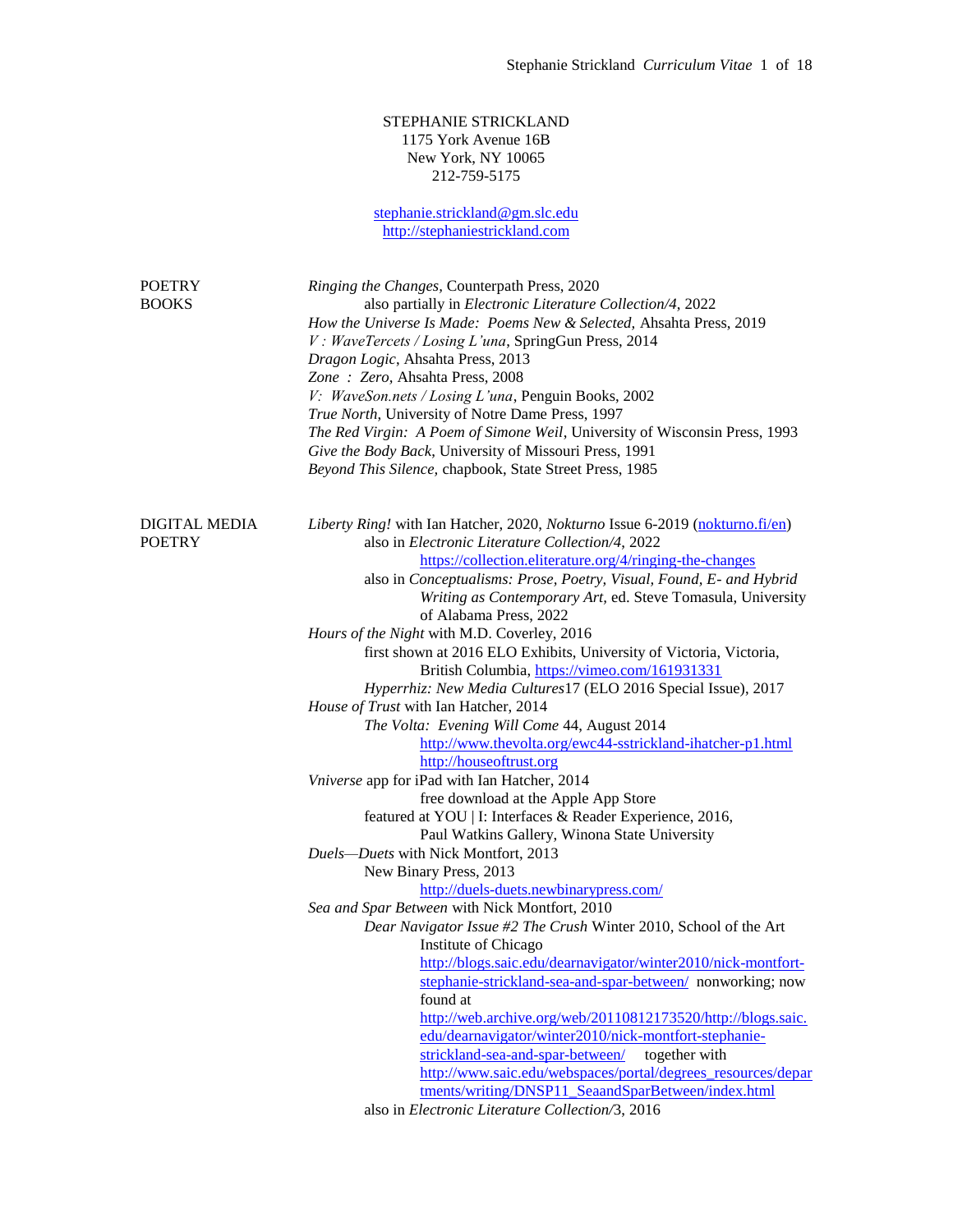STEPHANIE STRICKLAND
1175 York Avenue 16B
New York, NY 10065
212-759-5175

stephanie.strickland@gm.slc.edu
http://stephaniestrickland.com

## POETRY BOOKS

*Ringing the Changes*, Counterpath Press, 2020
  also partially in *Electronic Literature Collection/4*, 2022
*How the Universe Is Made: Poems New & Selected*, Ahsahta Press, 2019
*V : WaveTercets / Losing L'una*, SpringGun Press, 2014
*Dragon Logic*, Ahsahta Press, 2013
*Zone : Zero*, Ahsahta Press, 2008
*V: WaveSon.nets / Losing L'una*, Penguin Books, 2002
*True North*, University of Notre Dame Press, 1997
*The Red Virgin: A Poem of Simone Weil*, University of Wisconsin Press, 1993
*Give the Body Back*, University of Missouri Press, 1991
*Beyond This Silence*, chapbook, State Street Press, 1985

## DIGITAL MEDIA POETRY

*Liberty Ring!* with Ian Hatcher, 2020, *Nokturno* Issue 6-2019 (nokturno.fi/en)
  also in *Electronic Literature Collection/4*, 2022
    https://collection.eliterature.org/4/ringing-the-changes
  also in *Conceptualisms: Prose, Poetry, Visual, Found, E- and Hybrid Writing as Contemporary Art*, ed. Steve Tomasula, University of Alabama Press, 2022

*Hours of the Night* with M.D. Coverley, 2016
  first shown at 2016 ELO Exhibits, University of Victoria, Victoria, British Columbia, https://vimeo.com/161931331
  *Hyperrhiz: New Media Cultures*17 (ELO 2016 Special Issue), 2017

*House of Trust* with Ian Hatcher, 2014
  *The Volta: Evening Will Come* 44, August 2014
    http://www.thevolta.org/ewc44-sstrickland-ihatcher-p1.html
    http://houseoftrust.org

*Vniverse* app for iPad with Ian Hatcher, 2014
    free download at the Apple App Store
  featured at YOU | I: Interfaces & Reader Experience, 2016, Paul Watkins Gallery, Winona State University

*Duels—Duets* with Nick Montfort, 2013
  New Binary Press, 2013
    http://duels-duets.newbinarypress.com/

*Sea and Spar Between* with Nick Montfort, 2010
  *Dear Navigator Issue #2 The Crush* Winter 2010, School of the Art Institute of Chicago
    http://blogs.saic.edu/dearnavigator/winter2010/nick-montfort-stephanie-strickland-sea-and-spar-between/ nonworking; now found at
    http://web.archive.org/web/20110812173520/http://blogs.saic.edu/dearnavigator/winter2010/nick-montfort-stephanie-strickland-sea-and-spar-between/ together with
    http://www.saic.edu/webspaces/portal/degrees_resources/departments/writing/DNSP11_SeaandSparBetween/index.html
  also in *Electronic Literature Collection/*3, 2016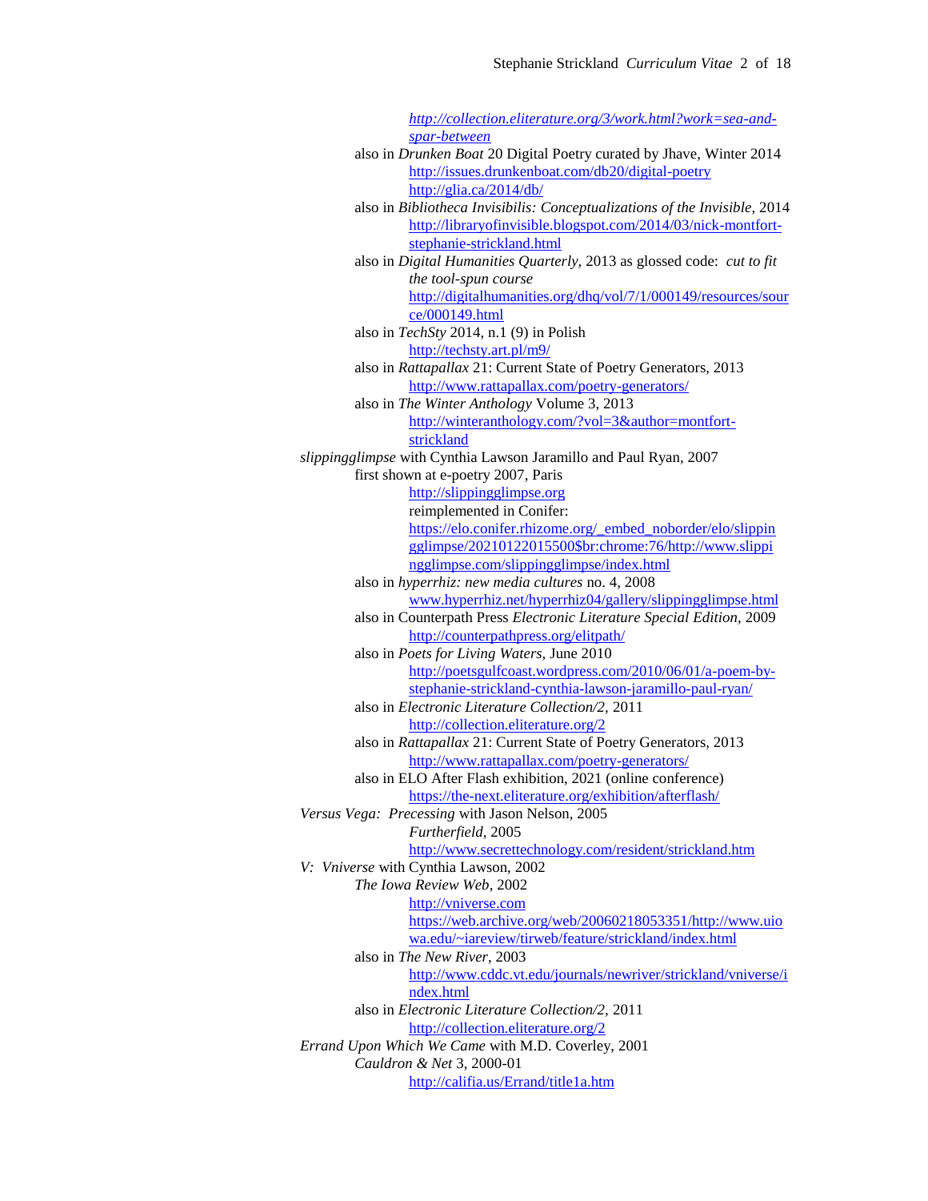*http://collection.eliterature.org/3/work.html?work=sea-and-spar-between*

also in *Drunken Boat* 20 Digital Poetry curated by Jhave, Winter 2014
http://issues.drunkenboat.com/db20/digital-poetry
http://glia.ca/2014/db/

also in *Bibliotheca Invisibilis: Conceptualizations of the Invisible,* 2014
http://libraryofinvisible.blogspot.com/2014/03/nick-montfort-stephanie-strickland.html

also in *Digital Humanities Quarterly,* 2013 as glossed code: *cut to fit the tool-spun course*
http://digitalhumanities.org/dhq/vol/7/1/000149/resources/source/000149.html

also in *TechSty* 2014, n.1 (9) in Polish
http://techsty.art.pl/m9/

also in *Rattapallax* 21: Current State of Poetry Generators, 2013
http://www.rattapallax.com/poetry-generators/

also in *The Winter Anthology* Volume 3, 2013
http://winteranthology.com/?vol=3&author=montfort-strickland

*slippingglimpse* with Cynthia Lawson Jaramillo and Paul Ryan, 2007

first shown at e-poetry 2007, Paris
http://slippingglimpse.org
reimplemented in Conifer:
https://elo.conifer.rhizome.org/_embed_noborder/elo/slippingglimpse/20210122015500$br:chrome:76/http://www.slippingglimpse.com/slippingglimpse/index.html

also in *hyperrhiz: new media cultures* no. 4, 2008
www.hyperrhiz.net/hyperrhiz04/gallery/slippingglimpse.html

also in Counterpath Press *Electronic Literature Special Edition,* 2009
http://counterpathpress.org/elitpath/

also in *Poets for Living Waters,* June 2010
http://poetsgulfcoast.wordpress.com/2010/06/01/a-poem-by-stephanie-strickland-cynthia-lawson-jaramillo-paul-ryan/

also in *Electronic Literature Collection/2,* 2011
http://collection.eliterature.org/2

also in *Rattapallax* 21: Current State of Poetry Generators, 2013
http://www.rattapallax.com/poetry-generators/

also in ELO After Flash exhibition, 2021 (online conference)
https://the-next.eliterature.org/exhibition/afterflash/

*Versus Vega: Precessing* with Jason Nelson, 2005

*Furtherfield*, 2005
http://www.secrettechnology.com/resident/strickland.htm

*V: Vniverse* with Cynthia Lawson, 2002

*The Iowa Review Web*, 2002
http://vniverse.com
https://web.archive.org/web/20060218053351/http://www.uiowa.edu/~iareview/tirweb/feature/strickland/index.html

also in *The New River*, 2003
http://www.cddc.vt.edu/journals/newriver/strickland/vniverse/index.html

also in *Electronic Literature Collection/2,* 2011
http://collection.eliterature.org/2

*Errand Upon Which We Came* with M.D. Coverley, 2001

*Cauldron & Net* 3, 2000-01
http://califia.us/Errand/title1a.htm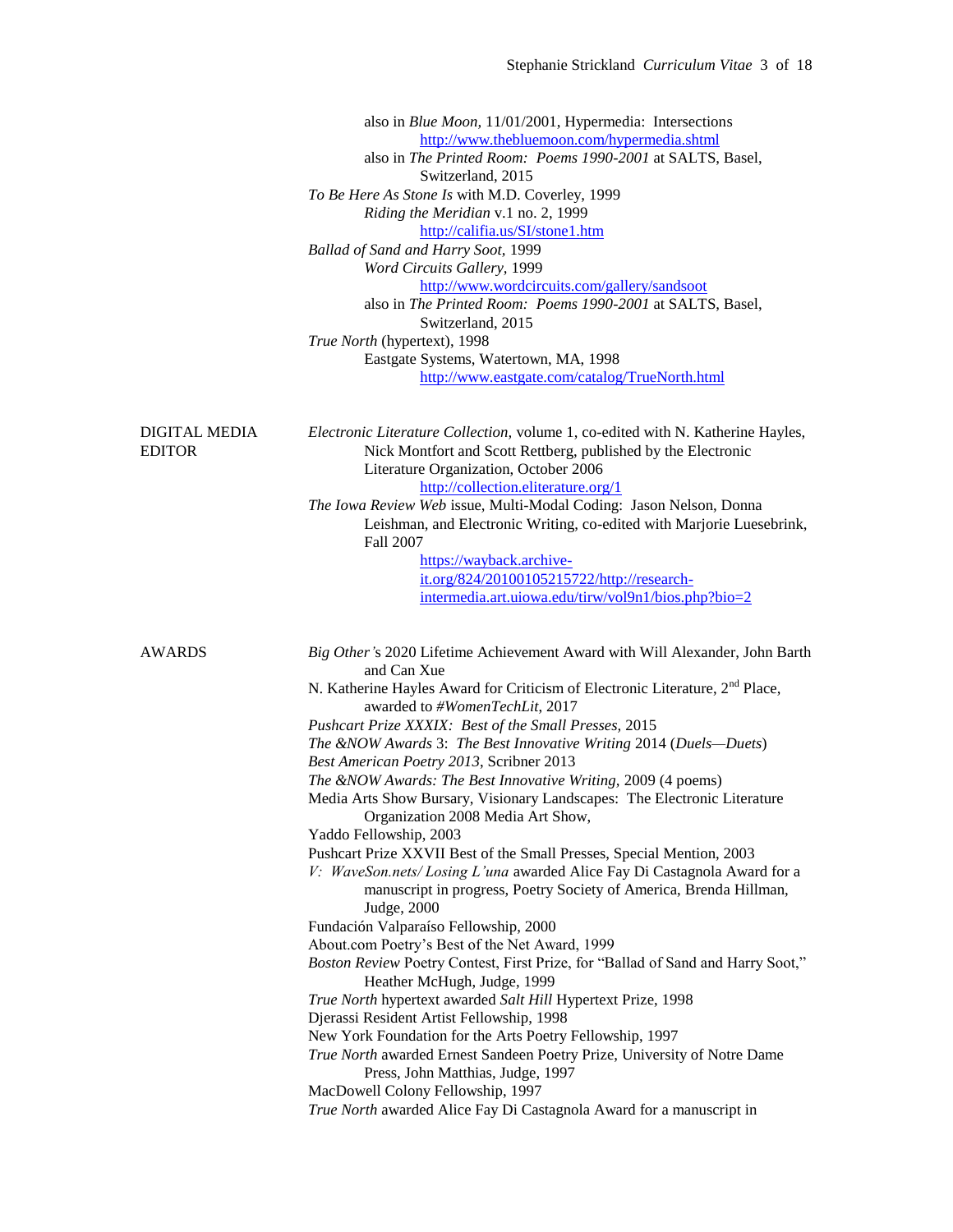also in *Blue Moon*, 11/01/2001, Hypermedia: Intersections
http://www.thebluemoon.com/hypermedia.shtml
also in *The Printed Room: Poems 1990-2001* at SALTS, Basel, Switzerland, 2015

*To Be Here As Stone Is* with M.D. Coverley, 1999
*Riding the Meridian* v.1 no. 2, 1999
http://califia.us/SI/stone1.htm

*Ballad of Sand and Harry Soot*, 1999
*Word Circuits Gallery*, 1999
http://www.wordcircuits.com/gallery/sandsoot
also in *The Printed Room: Poems 1990-2001* at SALTS, Basel, Switzerland, 2015

*True North* (hypertext), 1998
Eastgate Systems, Watertown, MA, 1998
http://www.eastgate.com/catalog/TrueNorth.html

## DIGITAL MEDIA EDITOR

*Electronic Literature Collection*, volume 1, co-edited with N. Katherine Hayles, Nick Montfort and Scott Rettberg, published by the Electronic Literature Organization, October 2006
http://collection.eliterature.org/1

*The Iowa Review Web* issue, Multi-Modal Coding: Jason Nelson, Donna Leishman, and Electronic Writing, co-edited with Marjorie Luesebrink, Fall 2007
https://wayback.archive-it.org/824/20100105215722/http://research-intermedia.art.uiowa.edu/tirw/vol9n1/bios.php?bio=2

## AWARDS

*Big Other'*s 2020 Lifetime Achievement Award with Will Alexander, John Barth and Can Xue

N. Katherine Hayles Award for Criticism of Electronic Literature, 2nd Place, awarded to *#WomenTechLit*, 2017

*Pushcart Prize XXXIX: Best of the Small Presses*, 2015

*The &NOW Awards* 3: *The Best Innovative Writing* 2014 (*Duels—Duets*)

*Best American Poetry 2013*, Scribner 2013

*The &NOW Awards: The Best Innovative Writing*, 2009 (4 poems)

Media Arts Show Bursary, Visionary Landscapes: The Electronic Literature Organization 2008 Media Art Show,

Yaddo Fellowship, 2003

Pushcart Prize XXVII Best of the Small Presses, Special Mention, 2003

*V: WaveSon.nets/ Losing L'una* awarded Alice Fay Di Castagnola Award for a manuscript in progress, Poetry Society of America, Brenda Hillman, Judge, 2000

Fundación Valparaíso Fellowship, 2000

About.com Poetry's Best of the Net Award, 1999

*Boston Review* Poetry Contest, First Prize, for "Ballad of Sand and Harry Soot," Heather McHugh, Judge, 1999

*True North* hypertext awarded *Salt Hill* Hypertext Prize, 1998

Djerassi Resident Artist Fellowship, 1998

New York Foundation for the Arts Poetry Fellowship, 1997

*True North* awarded Ernest Sandeen Poetry Prize, University of Notre Dame Press, John Matthias, Judge, 1997

MacDowell Colony Fellowship, 1997

*True North* awarded Alice Fay Di Castagnola Award for a manuscript in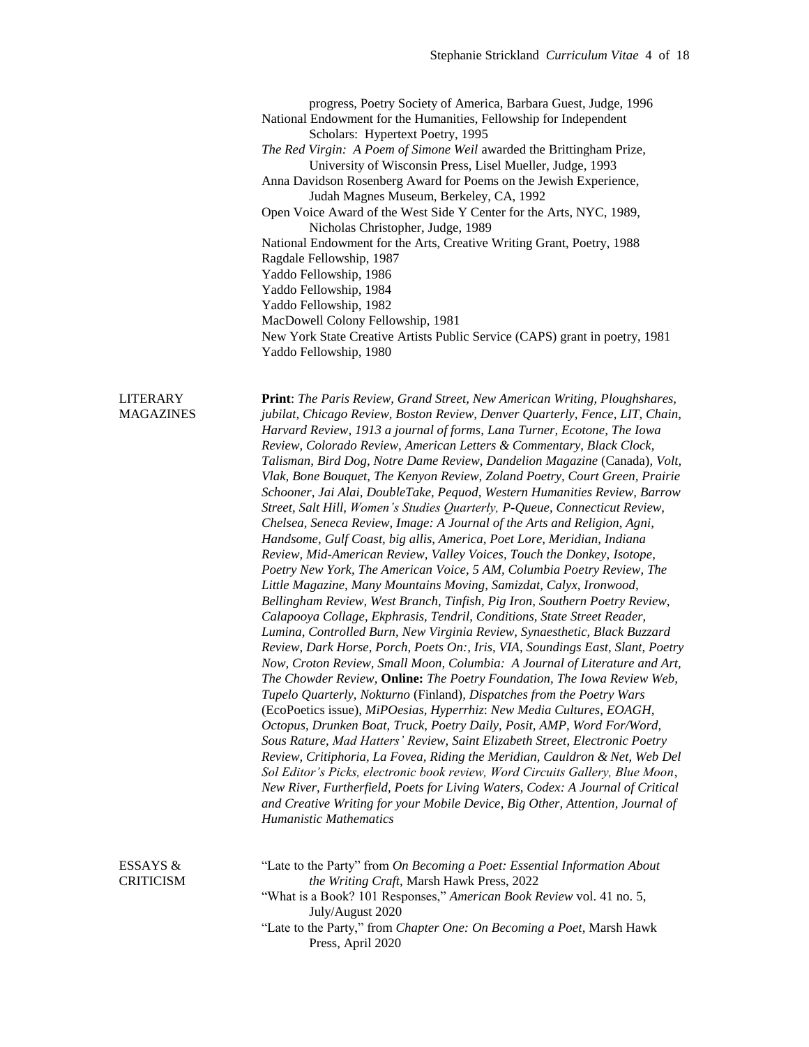progress, Poetry Society of America, Barbara Guest, Judge, 1996
National Endowment for the Humanities, Fellowship for Independent Scholars: Hypertext Poetry, 1995
*The Red Virgin: A Poem of Simone Weil* awarded the Brittingham Prize, University of Wisconsin Press, Lisel Mueller, Judge, 1993
Anna Davidson Rosenberg Award for Poems on the Jewish Experience, Judah Magnes Museum, Berkeley, CA, 1992
Open Voice Award of the West Side Y Center for the Arts, NYC, 1989, Nicholas Christopher, Judge, 1989
National Endowment for the Arts, Creative Writing Grant, Poetry, 1988
Ragdale Fellowship, 1987
Yaddo Fellowship, 1986
Yaddo Fellowship, 1984
Yaddo Fellowship, 1982
MacDowell Colony Fellowship, 1981
New York State Creative Artists Public Service (CAPS) grant in poetry, 1981
Yaddo Fellowship, 1980

## LITERARY MAGAZINES

**Print**: *The Paris Review, Grand Street, New American Writing, Ploughshares, jubilat, Chicago Review, Boston Review, Denver Quarterly, Fence, LIT, Chain, Harvard Review, 1913 a journal of forms, Lana Turner, Ecotone, The Iowa Review, Colorado Review, American Letters & Commentary, Black Clock, Talisman, Bird Dog, Notre Dame Review, Dandelion Magazine* (Canada), *Volt, Vlak, Bone Bouquet, The Kenyon Review, Zoland Poetry, Court Green, Prairie Schooner, Jai Alai, DoubleTake, Pequod, Western Humanities Review, Barrow Street, Salt Hill, Women's Studies Quarterly, P-Queue, Connecticut Review, Chelsea, Seneca Review, Image: A Journal of the Arts and Religion, Agni, Handsome, Gulf Coast, big allis, America, Poet Lore, Meridian, Indiana Review, Mid-American Review, Valley Voices, Touch the Donkey, Isotope, Poetry New York, The American Voice, 5 AM, Columbia Poetry Review, The Little Magazine, Many Mountains Moving, Samizdat, Calyx, Ironwood, Bellingham Review, West Branch, Tinfish, Pig Iron, Southern Poetry Review, Calapooya Collage, Ekphrasis, Tendril, Conditions, State Street Reader, Lumina, Controlled Burn, New Virginia Review, Synaesthetic, Black Buzzard Review, Dark Horse, Porch, Poets On:, Iris, VIA, Soundings East, Slant, Poetry Now, Croton Review, Small Moon, Columbia: A Journal of Literature and Art, The Chowder Review,* **Online:** *The Poetry Foundation, The Iowa Review Web, Tupelo Quarterly, Nokturno* (Finland), *Dispatches from the Poetry Wars* (EcoPoetics issue), *MiPOesias, Hyperrhiz*: *New Media Cultures, EOAGH, Octopus, Drunken Boat, Truck, Poetry Daily, Posit, AMP, Word For/Word, Sous Rature, Mad Hatters' Review, Saint Elizabeth Street, Electronic Poetry Review, Critiphoria, La Fovea, Riding the Meridian, Cauldron & Net, Web Del Sol Editor's Picks, electronic book review, Word Circuits Gallery, Blue Moon, New River, Furtherfield, Poets for Living Waters, Codex: A Journal of Critical and Creative Writing for your Mobile Device, Big Other, Attention, Journal of Humanistic Mathematics*

## ESSAYS & CRITICISM

"Late to the Party" from *On Becoming a Poet: Essential Information About the Writing Craft,* Marsh Hawk Press, 2022
"What is a Book? 101 Responses," *American Book Review* vol. 41 no. 5, July/August 2020
"Late to the Party," from *Chapter One: On Becoming a Poet*, Marsh Hawk Press, April 2020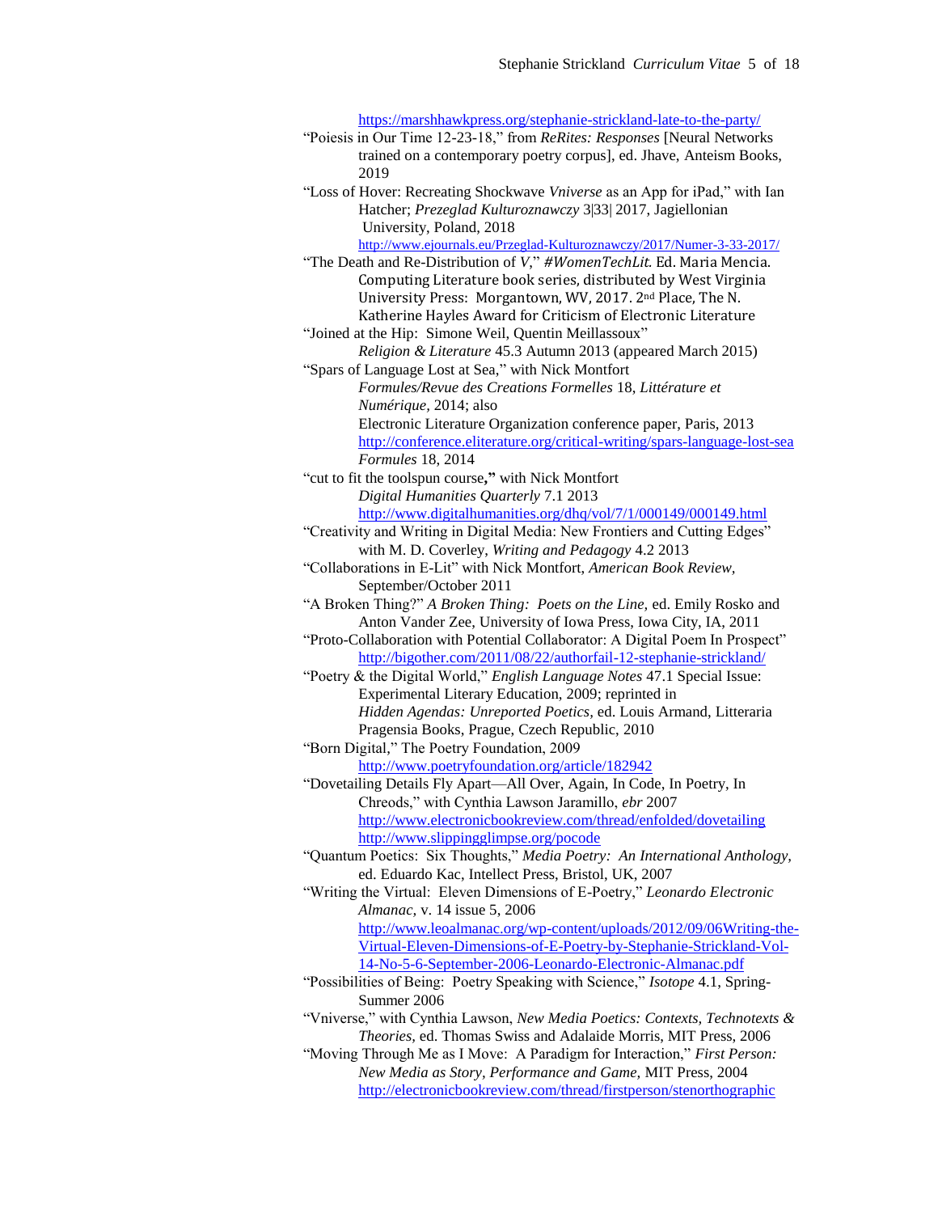https://marshhawkpress.org/stephanie-strickland-late-to-the-party/

"Poiesis in Our Time 12-23-18," from *ReRites: Responses* [Neural Networks trained on a contemporary poetry corpus], ed. Jhave, Anteism Books, 2019

"Loss of Hover: Recreating Shockwave *Vniverse* as an App for iPad," with Ian Hatcher; *Prezeglad Kulturoznawczy* 3|33| 2017, Jagiellonian University, Poland, 2018
http://www.ejournals.eu/Przeglad-Kulturoznawczy/2017/Numer-3-33-2017/

"The Death and Re-Distribution of *V*," *#WomenTechLit.* Ed. Maria Mencia. Computing Literature book series, distributed by West Virginia University Press: Morgantown, WV, 2017. 2nd Place, The N. Katherine Hayles Award for Criticism of Electronic Literature

"Joined at the Hip: Simone Weil, Quentin Meillassoux"
*Religion & Literature* 45.3 Autumn 2013 (appeared March 2015)

"Spars of Language Lost at Sea," with Nick Montfort
*Formules/Revue des Creations Formelles* 18, *Littérature et Numérique*, 2014; also
Electronic Literature Organization conference paper, Paris, 2013
http://conference.eliterature.org/critical-writing/spars-language-lost-sea
*Formules* 18, 2014

"cut to fit the toolspun course**,"** with Nick Montfort
*Digital Humanities Quarterly* 7.1 2013
http://www.digitalhumanities.org/dhq/vol/7/1/000149/000149.html

"Creativity and Writing in Digital Media: New Frontiers and Cutting Edges" with M. D. Coverley, *Writing and Pedagogy* 4.2 2013

"Collaborations in E-Lit" with Nick Montfort, *American Book Review*, September/October 2011

"A Broken Thing?" *A Broken Thing: Poets on the Line*, ed. Emily Rosko and Anton Vander Zee, University of Iowa Press, Iowa City, IA, 2011

"Proto-Collaboration with Potential Collaborator: A Digital Poem In Prospect"
http://bigother.com/2011/08/22/authorfail-12-stephanie-strickland/

"Poetry & the Digital World," *English Language Notes* 47.1 Special Issue: Experimental Literary Education, 2009; reprinted in *Hidden Agendas: Unreported Poetics*, ed. Louis Armand, Litteraria Pragensia Books, Prague, Czech Republic, 2010

"Born Digital," The Poetry Foundation, 2009
http://www.poetryfoundation.org/article/182942

"Dovetailing Details Fly Apart—All Over, Again, In Code, In Poetry, In Chreods," with Cynthia Lawson Jaramillo, *ebr* 2007
http://www.electronicbookreview.com/thread/enfolded/dovetailing
http://www.slippingglimpse.org/pocode

"Quantum Poetics: Six Thoughts," *Media Poetry: An International Anthology*, ed. Eduardo Kac, Intellect Press, Bristol, UK, 2007

"Writing the Virtual: Eleven Dimensions of E-Poetry," *Leonardo Electronic Almanac*, v. 14 issue 5, 2006
http://www.leoalmanac.org/wp-content/uploads/2012/09/06Writing-the-Virtual-Eleven-Dimensions-of-E-Poetry-by-Stephanie-Strickland-Vol-14-No-5-6-September-2006-Leonardo-Electronic-Almanac.pdf

"Possibilities of Being: Poetry Speaking with Science," *Isotope* 4.1, Spring-Summer 2006

"Vniverse," with Cynthia Lawson, *New Media Poetics: Contexts, Technotexts & Theories*, ed. Thomas Swiss and Adalaide Morris, MIT Press, 2006

"Moving Through Me as I Move: A Paradigm for Interaction," *First Person: New Media as Story, Performance and Game*, MIT Press, 2004
http://electronicbookreview.com/thread/firstperson/stenorthographic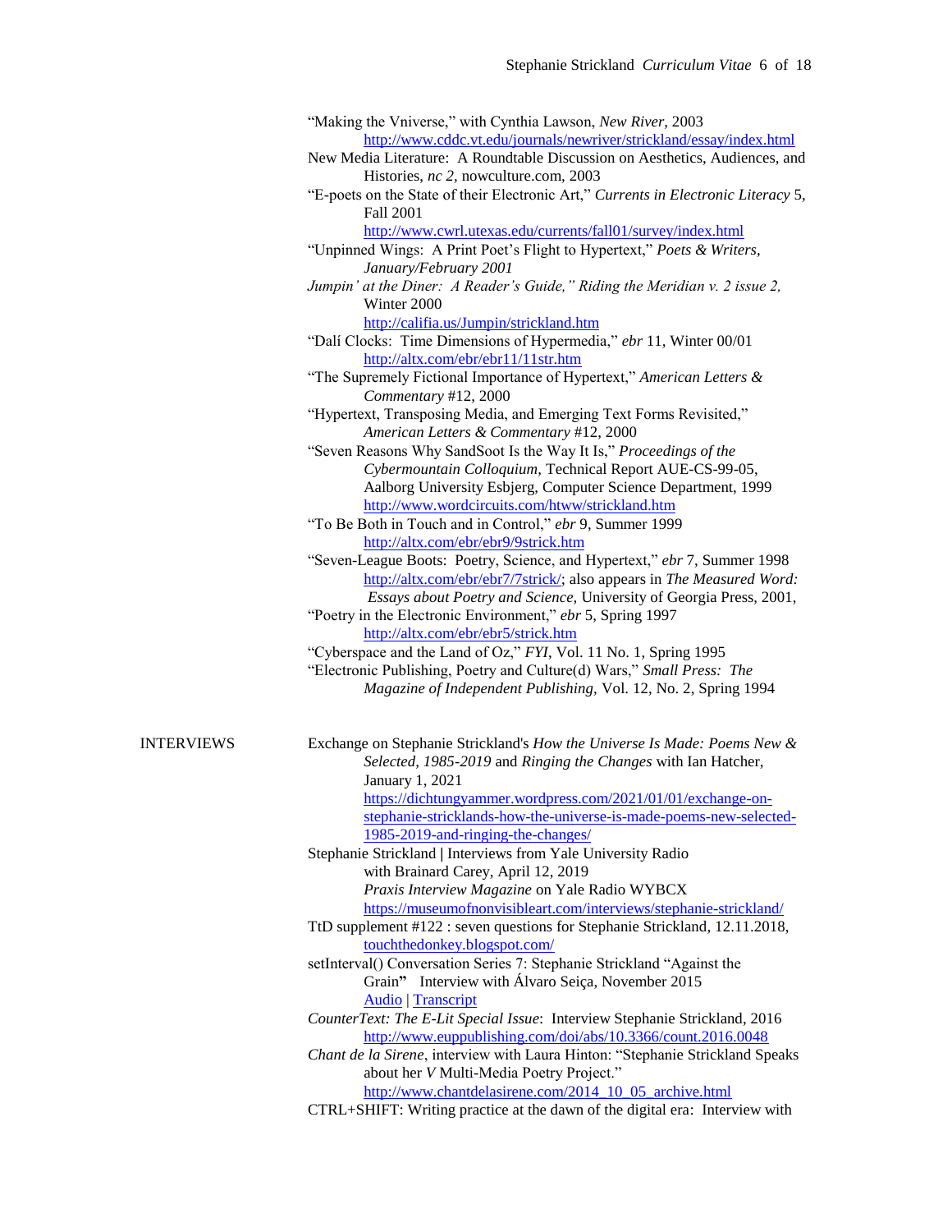"Making the Vniverse," with Cynthia Lawson, *New River,* 2003
http://www.cddc.vt.edu/journals/newriver/strickland/essay/index.html

New Media Literature: A Roundtable Discussion on Aesthetics, Audiences, and Histories, *nc 2,* nowculture.com, 2003

"E-poets on the State of their Electronic Art," *Currents in Electronic Literacy* 5, Fall 2001
http://www.cwrl.utexas.edu/currents/fall01/survey/index.html

"Unpinned Wings: A Print Poet's Flight to Hypertext," *Poets & Writers, January/February 2001*

*Jumpin' at the Diner: A Reader's Guide," Riding the Meridian v. 2 issue 2,* Winter 2000
http://califia.us/Jumpin/strickland.htm

"Dalí Clocks: Time Dimensions of Hypermedia," *ebr* 11, Winter 00/01
http://altx.com/ebr/ebr11/11str.htm

"The Supremely Fictional Importance of Hypertext," *American Letters & Commentary* #12, 2000

"Hypertext, Transposing Media, and Emerging Text Forms Revisited," *American Letters & Commentary* #12, 2000

"Seven Reasons Why SandSoot Is the Way It Is," *Proceedings of the Cybermountain Colloquium,* Technical Report AUE-CS-99-05, Aalborg University Esbjerg, Computer Science Department, 1999
http://www.wordcircuits.com/htww/strickland.htm

"To Be Both in Touch and in Control," *ebr* 9, Summer 1999
http://altx.com/ebr/ebr9/9strick.htm

"Seven-League Boots: Poetry, Science, and Hypertext," *ebr* 7, Summer 1998
http://altx.com/ebr/ebr7/7strick/; also appears in *The Measured Word: Essays about Poetry and Science,* University of Georgia Press, 2001,

"Poetry in the Electronic Environment," *ebr* 5, Spring 1997
http://altx.com/ebr/ebr5/strick.htm

"Cyberspace and the Land of Oz," *FYI,* Vol. 11 No. 1, Spring 1995

"Electronic Publishing, Poetry and Culture(d) Wars," *Small Press: The Magazine of Independent Publishing,* Vol. 12, No. 2, Spring 1994

## INTERVIEWS

Exchange on Stephanie Strickland's *How the Universe Is Made: Poems New & Selected, 1985-2019* and *Ringing the Changes* with Ian Hatcher, January 1, 2021
https://dichtungyammer.wordpress.com/2021/01/01/exchange-on-stephanie-stricklands-how-the-universe-is-made-poems-new-selected-1985-2019-and-ringing-the-changes/

Stephanie Strickland | Interviews from Yale University Radio with Brainard Carey, April 12, 2019
*Praxis Interview Magazine* on Yale Radio WYBCX
https://museumofnonvisibleart.com/interviews/stephanie-strickland/

TtD supplement #122 : seven questions for Stephanie Strickland, 12.11.2018,
touchthedonkey.blogspot.com/

setInterval() Conversation Series 7: Stephanie Strickland "Against the Grain" Interview with Álvaro Seiça, November 2015
Audio | Transcript

*CounterText: The E-Lit Special Issue*: Interview Stephanie Strickland, 2016
http://www.euppublishing.com/doi/abs/10.3366/count.2016.0048

*Chant de la Sirene*, interview with Laura Hinton: "Stephanie Strickland Speaks about her *V* Multi-Media Poetry Project."
http://www.chantdelasirene.com/2014_10_05_archive.html

CTRL+SHIFT: Writing practice at the dawn of the digital era: Interview with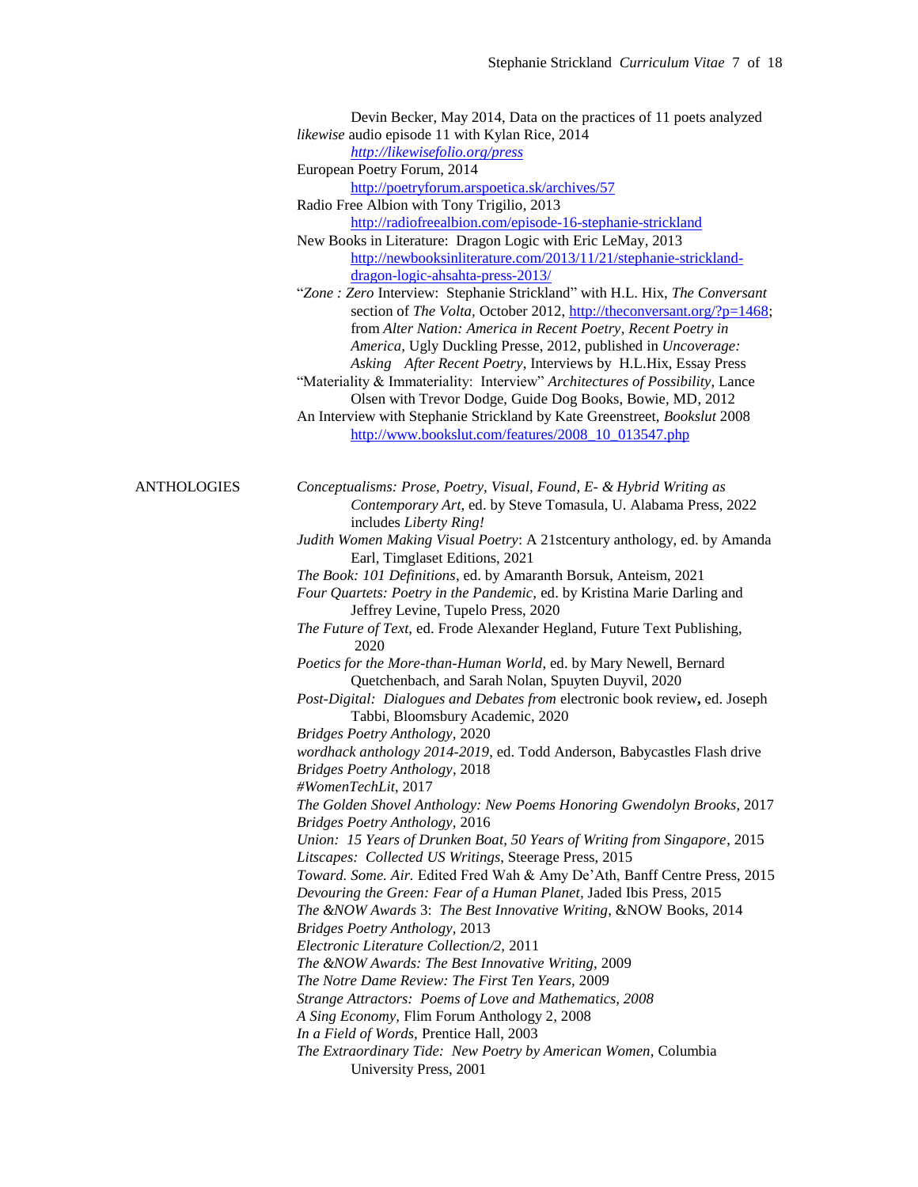Devin Becker, May 2014, Data on the practices of 11 poets analyzed

*likewise* audio episode 11 with Kylan Rice, 2014
*http://likewisefolio.org/press*

European Poetry Forum, 2014
http://poetryforum.arspoetica.sk/archives/57

Radio Free Albion with Tony Trigilio, 2013
http://radiofreealbion.com/episode-16-stephanie-strickland

New Books in Literature: Dragon Logic with Eric LeMay, 2013
http://newbooksinliterature.com/2013/11/21/stephanie-strickland-dragon-logic-ahsahta-press-2013/

"*Zone : Zero* Interview: Stephanie Strickland" with H.L. Hix, *The Conversant* section of *The Volta*, October 2012, http://theconversant.org/?p=1468; from *Alter Nation: America in Recent Poetry*, *Recent Poetry in America,* Ugly Duckling Presse, 2012, published in *Uncoverage: Asking After Recent Poetry*, Interviews by H.L.Hix, Essay Press

"Materiality & Immateriality: Interview" *Architectures of Possibility*, Lance Olsen with Trevor Dodge, Guide Dog Books, Bowie, MD, 2012

An Interview with Stephanie Strickland by Kate Greenstreet, *Bookslut* 2008
http://www.bookslut.com/features/2008_10_013547.php

## ANTHOLOGIES

*Conceptualisms: Prose, Poetry, Visual, Found, E- & Hybrid Writing as Contemporary Art*, ed. by Steve Tomasula, U. Alabama Press, 2022 includes *Liberty Ring!*

*Judith Women Making Visual Poetry*: A 21stcentury anthology, ed. by Amanda Earl, Timglaset Editions, 2021

*The Book: 101 Definitions*, ed. by Amaranth Borsuk, Anteism, 2021

*Four Quartets: Poetry in the Pandemic,* ed. by Kristina Marie Darling and Jeffrey Levine, Tupelo Press, 2020

*The Future of Text,* ed. Frode Alexander Hegland, Future Text Publishing, 2020

*Poetics for the More-than-Human World*, ed. by Mary Newell, Bernard Quetchenbach, and Sarah Nolan, Spuyten Duyvil, 2020

*Post-Digital: Dialogues and Debates from* electronic book review**,** ed. Joseph Tabbi, Bloomsbury Academic, 2020

*Bridges Poetry Anthology*, 2020

*wordhack anthology 2014-2019*, ed. Todd Anderson, Babycastles Flash drive

*Bridges Poetry Anthology*, 2018

*#WomenTechLit*, 2017

*The Golden Shovel Anthology: New Poems Honoring Gwendolyn Brooks*, 2017

*Bridges Poetry Anthology*, 2016

*Union: 15 Years of Drunken Boat, 50 Years of Writing from Singapore*, 2015

*Litscapes: Collected US Writings*, Steerage Press, 2015

*Toward. Some. Air.* Edited Fred Wah & Amy De'Ath, Banff Centre Press, 2015

*Devouring the Green: Fear of a Human Planet,* Jaded Ibis Press, 2015

*The &NOW Awards* 3: *The Best Innovative Writing*, &NOW Books, 2014

*Bridges Poetry Anthology*, 2013

*Electronic Literature Collection/2,* 2011

*The &NOW Awards: The Best Innovative Writing,* 2009

*The Notre Dame Review: The First Ten Years,* 2009

*Strange Attractors: Poems of Love and Mathematics, 2008*

*A Sing Economy,* Flim Forum Anthology 2, 2008

*In a Field of Words,* Prentice Hall, 2003

*The Extraordinary Tide: New Poetry by American Women,* Columbia University Press, 2001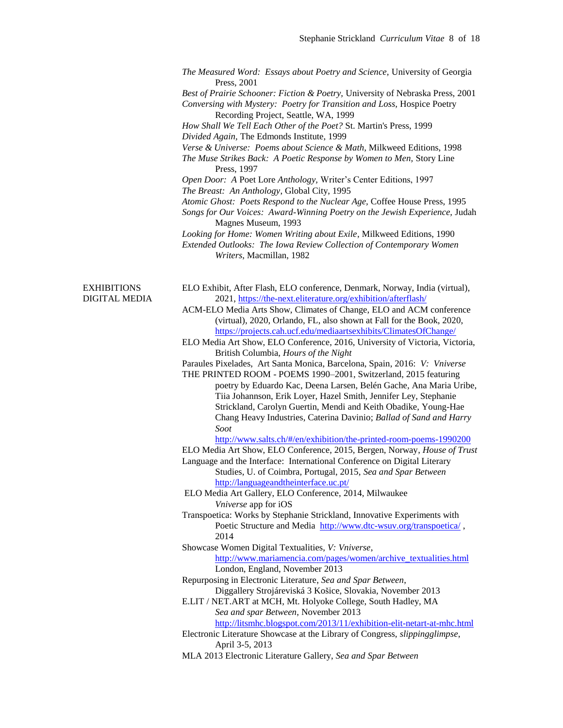*The Measured Word: Essays about Poetry and Science,* University of Georgia Press, 2001

*Best of Prairie Schooner: Fiction & Poetry,* University of Nebraska Press, 2001

*Conversing with Mystery: Poetry for Transition and Loss,* Hospice Poetry Recording Project, Seattle, WA, 1999

*How Shall We Tell Each Other of the Poet?* St. Martin's Press, 1999

*Divided Again,* The Edmonds Institute, 1999

*Verse & Universe: Poems about Science & Math,* Milkweed Editions, 1998

*The Muse Strikes Back: A Poetic Response by Women to Men,* Story Line Press, 1997

*Open Door: A* Poet Lore *Anthology,* Writer's Center Editions, 1997

*The Breast: An Anthology*, Global City, 1995

*Atomic Ghost: Poets Respond to the Nuclear Age,* Coffee House Press, 1995

*Songs for Our Voices: Award-Winning Poetry on the Jewish Experience,* Judah Magnes Museum, 1993

*Looking for Home: Women Writing about Exile*, Milkweed Editions, 1990

*Extended Outlooks: The Iowa Review Collection of Contemporary Women Writers*, Macmillan, 1982

## EXHIBITIONS DIGITAL MEDIA

ELO Exhibit, After Flash, ELO conference, Denmark, Norway, India (virtual), 2021, https://the-next.eliterature.org/exhibition/afterflash/

ACM-ELO Media Arts Show, Climates of Change, ELO and ACM conference (virtual), 2020, Orlando, FL, also shown at Fall for the Book, 2020, https://projects.cah.ucf.edu/mediaartsexhibits/ClimatesOfChange/

ELO Media Art Show, ELO Conference, 2016, University of Victoria, Victoria, British Columbia, *Hours of the Night*

Paraules Pixelades, Art Santa Monica, Barcelona, Spain, 2016: *V: Vniverse*

THE PRINTED ROOM - POEMS 1990–2001, Switzerland, 2015 featuring poetry by Eduardo Kac, Deena Larsen, Belén Gache, Ana Maria Uribe, Tiia Johannson, Erik Loyer, Hazel Smith, Jennifer Ley, Stephanie Strickland, Carolyn Guertin, Mendi and Keith Obadike, Young-Hae Chang Heavy Industries, Caterina Davinio; *Ballad of Sand and Harry Soot*
http://www.salts.ch/#/en/exhibition/the-printed-room-poems-1990200

ELO Media Art Show, ELO Conference, 2015, Bergen, Norway, *House of Trust*

Language and the Interface: International Conference on Digital Literary Studies, U. of Coimbra, Portugal, 2015, *Sea and Spar Between*
http://languageandtheinterface.uc.pt/

ELO Media Art Gallery, ELO Conference, 2014, Milwaukee
*Vniverse* app for iOS

Transpoetica: Works by Stephanie Strickland, Innovative Experiments with Poetic Structure and Media http://www.dtc-wsuv.org/transpoetica/ , 2014

Showcase Women Digital Textualities, *V: Vniverse*,
http://www.mariamencia.com/pages/women/archive_textualities.html
London, England, November 2013

Repurposing in Electronic Literature, *Sea and Spar Between*, Diggallery Strojáreviská 3 Košice, Slovakia, November 2013

E.LIT / NET.ART at MCH, Mt. Holyoke College, South Hadley, MA
*Sea and spar Between*, November 2013
http://litsmhc.blogspot.com/2013/11/exhibition-elit-netart-at-mhc.html

Electronic Literature Showcase at the Library of Congress, *slippingglimpse*, April 3-5, 2013

MLA 2013 Electronic Literature Gallery, *Sea and Spar Between*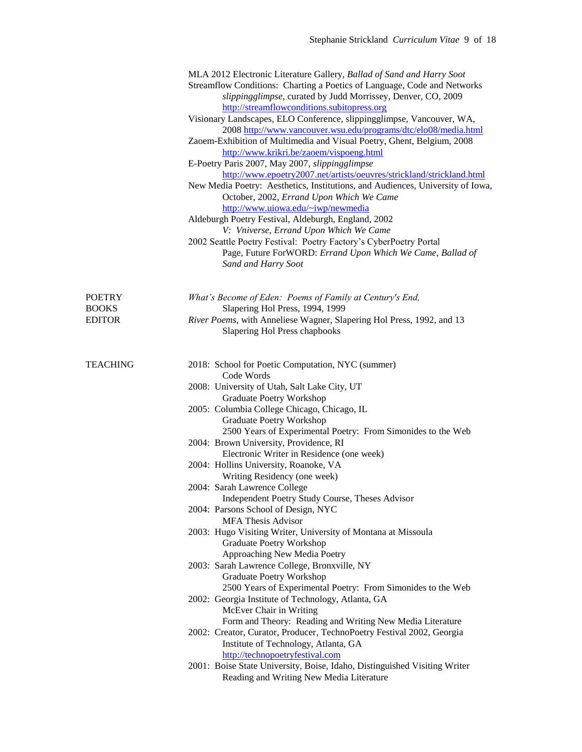MLA 2012 Electronic Literature Gallery, *Ballad of Sand and Harry Soot*

Streamflow Conditions: Charting a Poetics of Language, Code and Networks
*slippingglimpse*, curated by Judd Morrissey, Denver, CO, 2009
http://streamflowconditions.subitopress.org

Visionary Landscapes, ELO Conference, slippingglimpse, Vancouver, WA, 2008 http://www.vancouver.wsu.edu/programs/dtc/elo08/media.html

Zaoem-Exhibition of Multimedia and Visual Poetry, Ghent, Belgium, 2008
http://www.krikri.be/zaoem/vispoeng.html

E-Poetry Paris 2007, May 2007, *slippingglimpse*
http://www.epoetry2007.net/artists/oeuvres/strickland/strickland.html

New Media Poetry: Aesthetics, Institutions, and Audiences, University of Iowa, October, 2002, *Errand Upon Which We Came*
http://www.uiowa.edu/~iwp/newmedia

Aldeburgh Poetry Festival, Aldeburgh, England, 2002
*V: Vniverse, Errand Upon Which We Came*

2002 Seattle Poetry Festival: Poetry Factory's CyberPoetry Portal Page, Future ForWORD: *Errand Upon Which We Came*, *Ballad of Sand and Harry Soot*

## POETRY BOOKS EDITOR

*What's Become of Eden: Poems of Family at Century's End,*
Slapering Hol Press, 1994, 1999

*River Poems*, with Anneliese Wagner, Slapering Hol Press, 1992, and 13 Slapering Hol Press chapbooks

## TEACHING

2018: School for Poetic Computation, NYC (summer)
Code Words

2008: University of Utah, Salt Lake City, UT
Graduate Poetry Workshop

2005: Columbia College Chicago, Chicago, IL
Graduate Poetry Workshop
2500 Years of Experimental Poetry: From Simonides to the Web

2004: Brown University, Providence, RI
Electronic Writer in Residence (one week)

2004: Hollins University, Roanoke, VA
Writing Residency (one week)

2004: Sarah Lawrence College
Independent Poetry Study Course, Theses Advisor

2004: Parsons School of Design, NYC
MFA Thesis Advisor

2003: Hugo Visiting Writer, University of Montana at Missoula
Graduate Poetry Workshop
Approaching New Media Poetry

2003: Sarah Lawrence College, Bronxville, NY
Graduate Poetry Workshop
2500 Years of Experimental Poetry: From Simonides to the Web

2002: Georgia Institute of Technology, Atlanta, GA
McEver Chair in Writing
Form and Theory: Reading and Writing New Media Literature

2002: Creator, Curator, Producer, TechnoPoetry Festival 2002, Georgia Institute of Technology, Atlanta, GA
http://technopoetryfestival.com

2001: Boise State University, Boise, Idaho, Distinguished Visiting Writer
Reading and Writing New Media Literature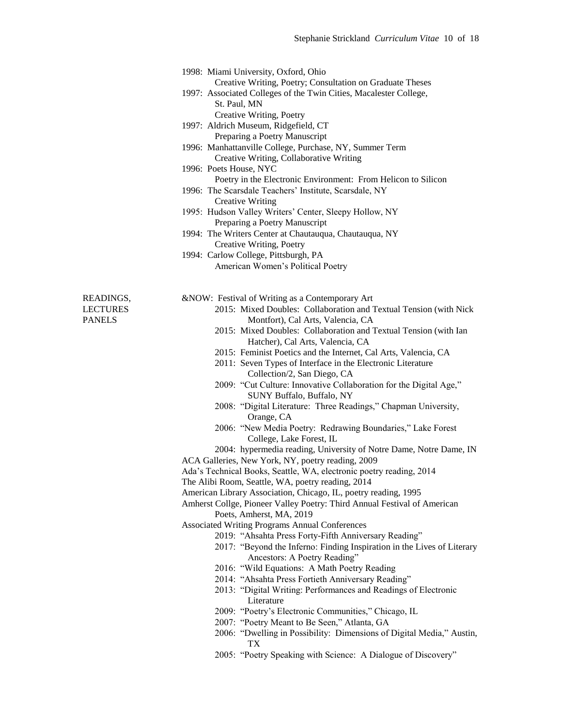- 1998: Miami University, Oxford, Ohio
  Creative Writing, Poetry; Consultation on Graduate Theses
- 1997: Associated Colleges of the Twin Cities, Macalester College, St. Paul, MN
  Creative Writing, Poetry
- 1997: Aldrich Museum, Ridgefield, CT
  Preparing a Poetry Manuscript
- 1996: Manhattanville College, Purchase, NY, Summer Term
  Creative Writing, Collaborative Writing
- 1996: Poets House, NYC
  Poetry in the Electronic Environment: From Helicon to Silicon
- 1996: The Scarsdale Teachers' Institute, Scarsdale, NY
  Creative Writing
- 1995: Hudson Valley Writers' Center, Sleepy Hollow, NY
  Preparing a Poetry Manuscript
- 1994: The Writers Center at Chautauqua, Chautauqua, NY
  Creative Writing, Poetry
- 1994: Carlow College, Pittsburgh, PA
  American Women's Political Poetry

## READINGS, LECTURES PANELS

&NOW: Festival of Writing as a Contemporary Art

- 2015: Mixed Doubles: Collaboration and Textual Tension (with Nick Montfort), Cal Arts, Valencia, CA
- 2015: Mixed Doubles: Collaboration and Textual Tension (with Ian Hatcher), Cal Arts, Valencia, CA
- 2015: Feminist Poetics and the Internet, Cal Arts, Valencia, CA
- 2011: Seven Types of Interface in the Electronic Literature Collection/2, San Diego, CA
- 2009: "Cut Culture: Innovative Collaboration for the Digital Age," SUNY Buffalo, Buffalo, NY
- 2008: "Digital Literature: Three Readings," Chapman University, Orange, CA
- 2006: "New Media Poetry: Redrawing Boundaries," Lake Forest College, Lake Forest, IL
- 2004: hypermedia reading, University of Notre Dame, Notre Dame, IN

ACA Galleries, New York, NY, poetry reading, 2009

Ada's Technical Books, Seattle, WA, electronic poetry reading, 2014

The Alibi Room, Seattle, WA, poetry reading, 2014

American Library Association, Chicago, IL, poetry reading, 1995

Amherst Collge, Pioneer Valley Poetry: Third Annual Festival of American Poets, Amherst, MA, 2019

Associated Writing Programs Annual Conferences

- 2019: "Ahsahta Press Forty-Fifth Anniversary Reading"
- 2017: "Beyond the Inferno: Finding Inspiration in the Lives of Literary Ancestors: A Poetry Reading"
- 2016: "Wild Equations: A Math Poetry Reading
- 2014: "Ahsahta Press Fortieth Anniversary Reading"
- 2013: "Digital Writing: Performances and Readings of Electronic Literature
- 2009: "Poetry's Electronic Communities," Chicago, IL
- 2007: "Poetry Meant to Be Seen," Atlanta, GA
- 2006: "Dwelling in Possibility: Dimensions of Digital Media," Austin, TX
- 2005: "Poetry Speaking with Science: A Dialogue of Discovery"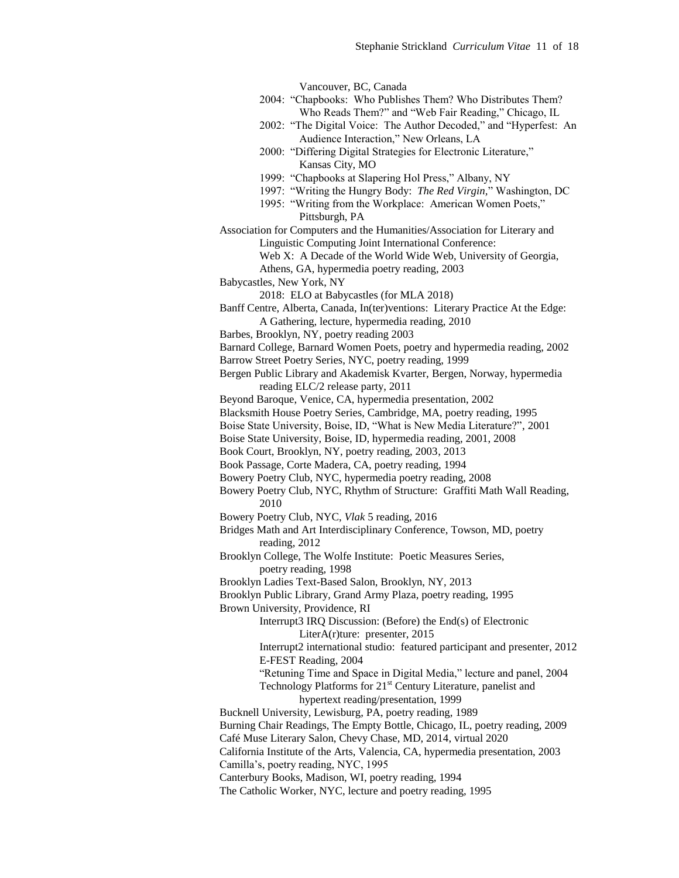Vancouver, BC, Canada

2004: "Chapbooks: Who Publishes Them? Who Distributes Them? Who Reads Them?" and "Web Fair Reading," Chicago, IL

2002: "The Digital Voice: The Author Decoded," and "Hyperfest: An Audience Interaction," New Orleans, LA

2000: "Differing Digital Strategies for Electronic Literature," Kansas City, MO

1999: "Chapbooks at Slapering Hol Press," Albany, NY

1997: "Writing the Hungry Body: *The Red Virgin*," Washington, DC

1995: "Writing from the Workplace: American Women Poets," Pittsburgh, PA

Association for Computers and the Humanities/Association for Literary and Linguistic Computing Joint International Conference:
Web X: A Decade of the World Wide Web, University of Georgia, Athens, GA, hypermedia poetry reading, 2003

Babycastles, New York, NY
2018: ELO at Babycastles (for MLA 2018)

Banff Centre, Alberta, Canada, In(ter)ventions: Literary Practice At the Edge: A Gathering, lecture, hypermedia reading, 2010

Barbes, Brooklyn, NY, poetry reading 2003

Barnard College, Barnard Women Poets, poetry and hypermedia reading, 2002

Barrow Street Poetry Series, NYC, poetry reading, 1999

Bergen Public Library and Akademisk Kvarter, Bergen, Norway, hypermedia reading ELC/2 release party, 2011

Beyond Baroque, Venice, CA, hypermedia presentation, 2002

Blacksmith House Poetry Series, Cambridge, MA, poetry reading, 1995

Boise State University, Boise, ID, "What is New Media Literature?", 2001

Boise State University, Boise, ID, hypermedia reading, 2001, 2008

Book Court, Brooklyn, NY, poetry reading, 2003, 2013

Book Passage, Corte Madera, CA, poetry reading, 1994

Bowery Poetry Club, NYC, hypermedia poetry reading, 2008

Bowery Poetry Club, NYC, Rhythm of Structure: Graffiti Math Wall Reading, 2010

Bowery Poetry Club, NYC, *Vlak* 5 reading, 2016

Bridges Math and Art Interdisciplinary Conference, Towson, MD, poetry reading, 2012

Brooklyn College, The Wolfe Institute: Poetic Measures Series, poetry reading, 1998

Brooklyn Ladies Text-Based Salon, Brooklyn, NY, 2013

Brooklyn Public Library, Grand Army Plaza, poetry reading, 1995

Brown University, Providence, RI
Interrupt3 IRQ Discussion: (Before) the End(s) of Electronic LiterA(r)ture: presenter, 2015
Interrupt2 international studio: featured participant and presenter, 2012
E-FEST Reading, 2004
"Retuning Time and Space in Digital Media," lecture and panel, 2004
Technology Platforms for 21st Century Literature, panelist and hypertext reading/presentation, 1999

Bucknell University, Lewisburg, PA, poetry reading, 1989

Burning Chair Readings, The Empty Bottle, Chicago, IL, poetry reading, 2009

Café Muse Literary Salon, Chevy Chase, MD, 2014, virtual 2020

California Institute of the Arts, Valencia, CA, hypermedia presentation, 2003

Camilla's, poetry reading, NYC, 1995

Canterbury Books, Madison, WI, poetry reading, 1994

The Catholic Worker, NYC, lecture and poetry reading, 1995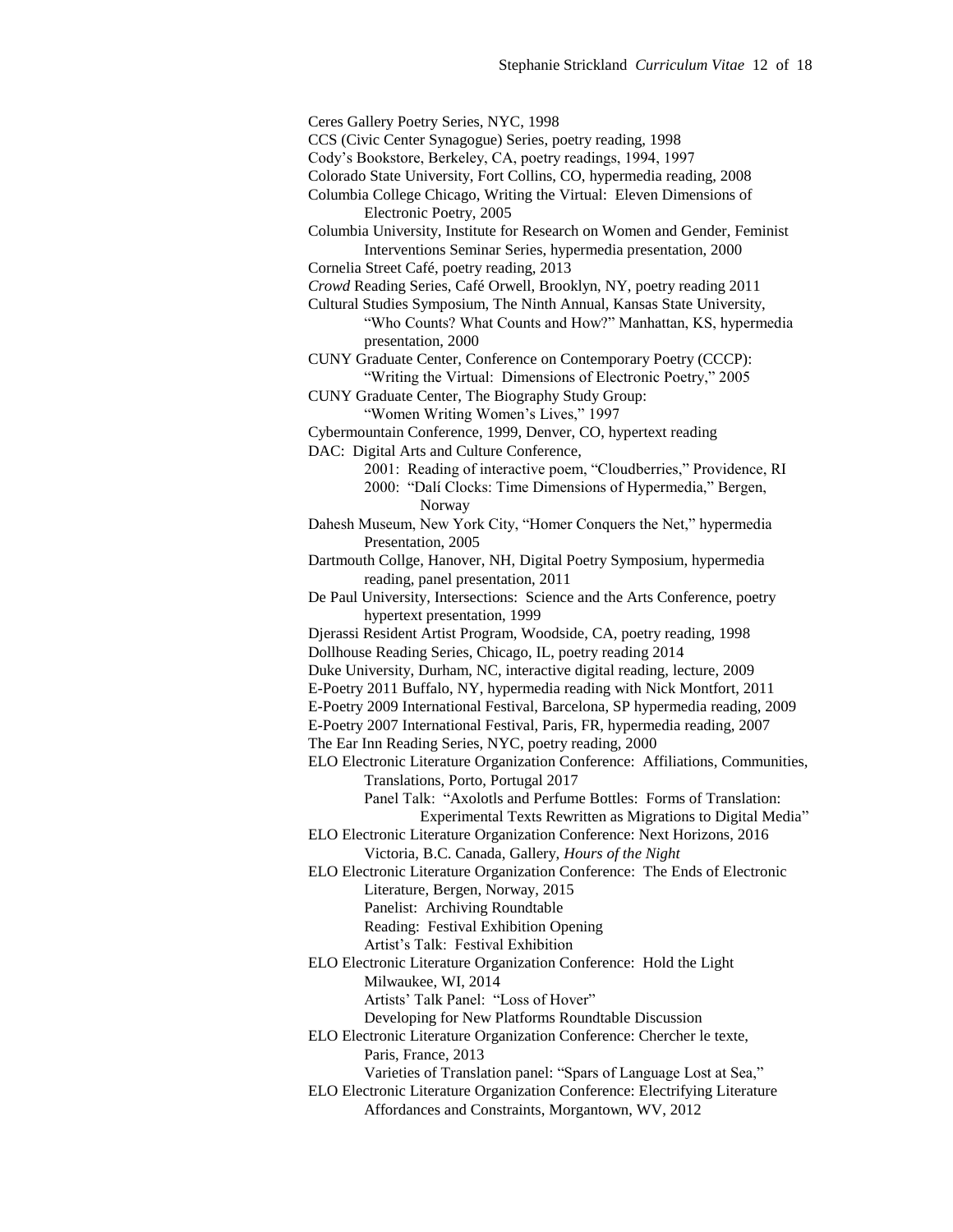Ceres Gallery Poetry Series, NYC, 1998

CCS (Civic Center Synagogue) Series, poetry reading, 1998

Cody's Bookstore, Berkeley, CA, poetry readings, 1994, 1997

Colorado State University, Fort Collins, CO, hypermedia reading, 2008

Columbia College Chicago, Writing the Virtual: Eleven Dimensions of Electronic Poetry, 2005

Columbia University, Institute for Research on Women and Gender, Feminist Interventions Seminar Series, hypermedia presentation, 2000

Cornelia Street Café, poetry reading, 2013

*Crowd* Reading Series, Café Orwell, Brooklyn, NY, poetry reading 2011

Cultural Studies Symposium, The Ninth Annual, Kansas State University, "Who Counts? What Counts and How?" Manhattan, KS, hypermedia presentation, 2000

CUNY Graduate Center, Conference on Contemporary Poetry (CCCP): "Writing the Virtual: Dimensions of Electronic Poetry," 2005

CUNY Graduate Center, The Biography Study Group: "Women Writing Women's Lives," 1997

Cybermountain Conference, 1999, Denver, CO, hypertext reading

DAC: Digital Arts and Culture Conference,
- 2001: Reading of interactive poem, "Cloudberries," Providence, RI
- 2000: "Dalí Clocks: Time Dimensions of Hypermedia," Bergen, Norway

Dahesh Museum, New York City, "Homer Conquers the Net," hypermedia Presentation, 2005

Dartmouth Collge, Hanover, NH, Digital Poetry Symposium, hypermedia reading, panel presentation, 2011

De Paul University, Intersections: Science and the Arts Conference, poetry hypertext presentation, 1999

Djerassi Resident Artist Program, Woodside, CA, poetry reading, 1998

Dollhouse Reading Series, Chicago, IL, poetry reading 2014

Duke University, Durham, NC, interactive digital reading, lecture, 2009

E-Poetry 2011 Buffalo, NY, hypermedia reading with Nick Montfort, 2011

E-Poetry 2009 International Festival, Barcelona, SP hypermedia reading, 2009

E-Poetry 2007 International Festival, Paris, FR, hypermedia reading, 2007

The Ear Inn Reading Series, NYC, poetry reading, 2000

ELO Electronic Literature Organization Conference: Affiliations, Communities, Translations, Porto, Portugal 2017
- Panel Talk: "Axolotls and Perfume Bottles: Forms of Translation: Experimental Texts Rewritten as Migrations to Digital Media"

ELO Electronic Literature Organization Conference: Next Horizons, 2016 Victoria, B.C. Canada, Gallery, *Hours of the Night*

ELO Electronic Literature Organization Conference: The Ends of Electronic Literature, Bergen, Norway, 2015
- Panelist: Archiving Roundtable
- Reading: Festival Exhibition Opening
- Artist's Talk: Festival Exhibition

ELO Electronic Literature Organization Conference: Hold the Light Milwaukee, WI, 2014
- Artists' Talk Panel: "Loss of Hover"
- Developing for New Platforms Roundtable Discussion

ELO Electronic Literature Organization Conference: Chercher le texte, Paris, France, 2013
- Varieties of Translation panel: "Spars of Language Lost at Sea,"

ELO Electronic Literature Organization Conference: Electrifying Literature Affordances and Constraints, Morgantown, WV, 2012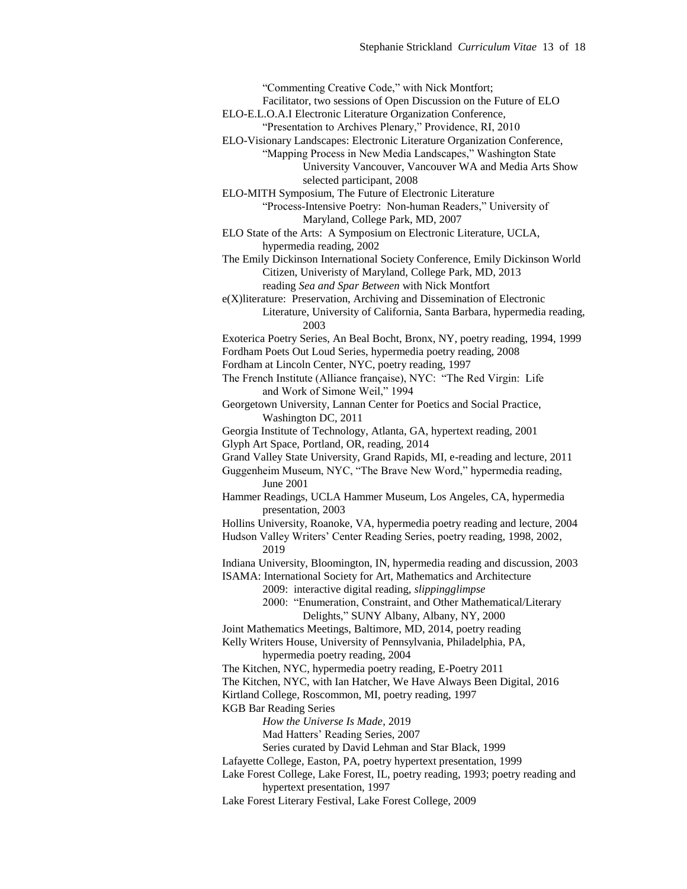"Commenting Creative Code," with Nick Montfort;
Facilitator, two sessions of Open Discussion on the Future of ELO

ELO-E.L.O.A.I Electronic Literature Organization Conference,
"Presentation to Archives Plenary," Providence, RI, 2010

ELO-Visionary Landscapes: Electronic Literature Organization Conference,
"Mapping Process in New Media Landscapes," Washington State University Vancouver, Vancouver WA and Media Arts Show selected participant, 2008

ELO-MITH Symposium, The Future of Electronic Literature
"Process-Intensive Poetry: Non-human Readers," University of Maryland, College Park, MD, 2007

ELO State of the Arts: A Symposium on Electronic Literature, UCLA, hypermedia reading, 2002

The Emily Dickinson International Society Conference, Emily Dickinson World Citizen, Univeristy of Maryland, College Park, MD, 2013
reading *Sea and Spar Between* with Nick Montfort

e(X)literature: Preservation, Archiving and Dissemination of Electronic Literature, University of California, Santa Barbara, hypermedia reading, 2003

Exoterica Poetry Series, An Beal Bocht, Bronx, NY, poetry reading, 1994, 1999

Fordham Poets Out Loud Series, hypermedia poetry reading, 2008

Fordham at Lincoln Center, NYC, poetry reading, 1997

The French Institute (Alliance française), NYC: "The Red Virgin: Life and Work of Simone Weil," 1994

Georgetown University, Lannan Center for Poetics and Social Practice, Washington DC, 2011

Georgia Institute of Technology, Atlanta, GA, hypertext reading, 2001

Glyph Art Space, Portland, OR, reading, 2014

Grand Valley State University, Grand Rapids, MI, e-reading and lecture, 2011

Guggenheim Museum, NYC, "The Brave New Word," hypermedia reading, June 2001

Hammer Readings, UCLA Hammer Museum, Los Angeles, CA, hypermedia presentation, 2003

Hollins University, Roanoke, VA, hypermedia poetry reading and lecture, 2004

Hudson Valley Writers' Center Reading Series, poetry reading, 1998, 2002, 2019

Indiana University, Bloomington, IN, hypermedia reading and discussion, 2003

ISAMA: International Society for Art, Mathematics and Architecture
2009: interactive digital reading, *slippingglimpse*
2000: "Enumeration, Constraint, and Other Mathematical/Literary Delights," SUNY Albany, Albany, NY, 2000

Joint Mathematics Meetings, Baltimore, MD, 2014, poetry reading

Kelly Writers House, University of Pennsylvania, Philadelphia, PA, hypermedia poetry reading, 2004

The Kitchen, NYC, hypermedia poetry reading, E-Poetry 2011

The Kitchen, NYC, with Ian Hatcher, We Have Always Been Digital, 2016

Kirtland College, Roscommon, MI, poetry reading, 1997

KGB Bar Reading Series
*How the Universe Is Made*, 2019
Mad Hatters' Reading Series, 2007
Series curated by David Lehman and Star Black, 1999

Lafayette College, Easton, PA, poetry hypertext presentation, 1999

Lake Forest College, Lake Forest, IL, poetry reading, 1993; poetry reading and hypertext presentation, 1997

Lake Forest Literary Festival, Lake Forest College, 2009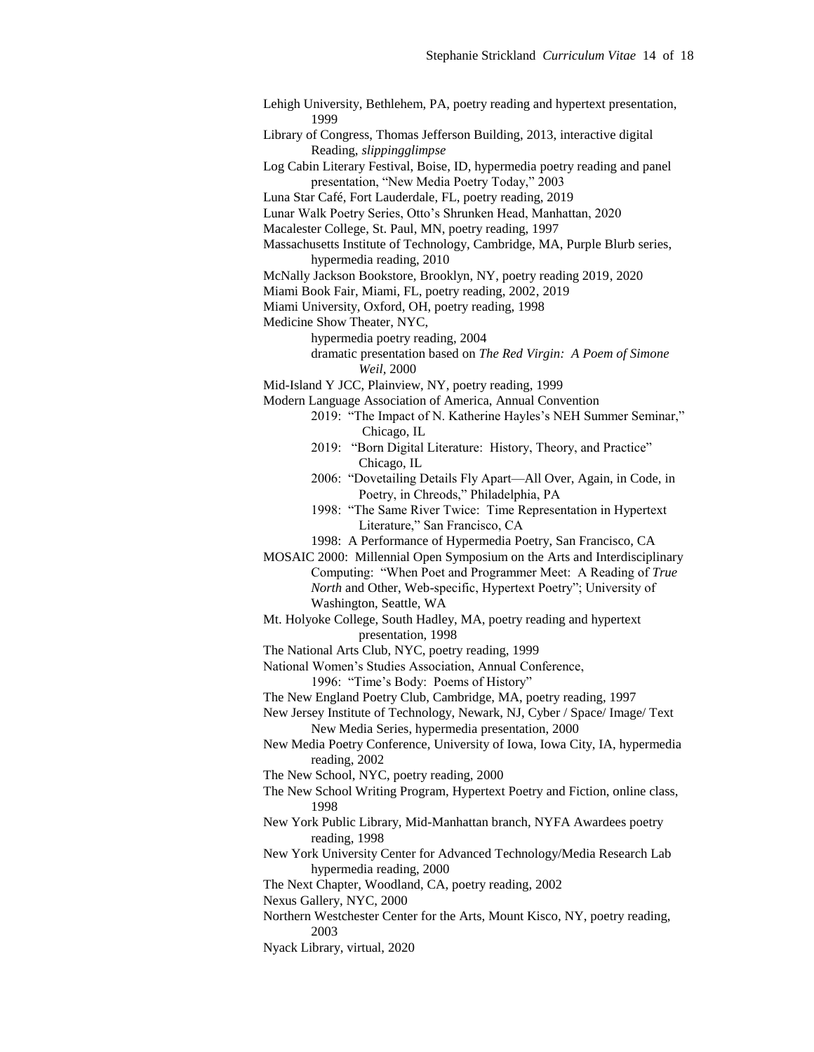Lehigh University, Bethlehem, PA, poetry reading and hypertext presentation, 1999

Library of Congress, Thomas Jefferson Building, 2013, interactive digital Reading, *slippingglimpse*

Log Cabin Literary Festival, Boise, ID, hypermedia poetry reading and panel presentation, "New Media Poetry Today," 2003

Luna Star Café, Fort Lauderdale, FL, poetry reading, 2019

Lunar Walk Poetry Series, Otto's Shrunken Head, Manhattan, 2020

Macalester College, St. Paul, MN, poetry reading, 1997

Massachusetts Institute of Technology, Cambridge, MA, Purple Blurb series, hypermedia reading, 2010

McNally Jackson Bookstore, Brooklyn, NY, poetry reading 2019, 2020

Miami Book Fair, Miami, FL, poetry reading, 2002, 2019

Miami University, Oxford, OH, poetry reading, 1998

Medicine Show Theater, NYC,
- hypermedia poetry reading, 2004
- dramatic presentation based on *The Red Virgin: A Poem of Simone Weil*, 2000

Mid-Island Y JCC, Plainview, NY, poetry reading, 1999

Modern Language Association of America, Annual Convention
- 2019: "The Impact of N. Katherine Hayles's NEH Summer Seminar," Chicago, IL
- 2019: "Born Digital Literature: History, Theory, and Practice" Chicago, IL
- 2006: "Dovetailing Details Fly Apart—All Over, Again, in Code, in Poetry, in Chreods," Philadelphia, PA
- 1998: "The Same River Twice: Time Representation in Hypertext Literature," San Francisco, CA
- 1998: A Performance of Hypermedia Poetry, San Francisco, CA

MOSAIC 2000: Millennial Open Symposium on the Arts and Interdisciplinary Computing: "When Poet and Programmer Meet: A Reading of *True North* and Other, Web-specific, Hypertext Poetry"; University of Washington, Seattle, WA

Mt. Holyoke College, South Hadley, MA, poetry reading and hypertext presentation, 1998

The National Arts Club, NYC, poetry reading, 1999

National Women's Studies Association, Annual Conference,
- 1996: "Time's Body: Poems of History"

The New England Poetry Club, Cambridge, MA, poetry reading, 1997

New Jersey Institute of Technology, Newark, NJ, Cyber / Space/ Image/ Text New Media Series, hypermedia presentation, 2000

New Media Poetry Conference, University of Iowa, Iowa City, IA, hypermedia reading, 2002

The New School, NYC, poetry reading, 2000

The New School Writing Program, Hypertext Poetry and Fiction, online class, 1998

New York Public Library, Mid-Manhattan branch, NYFA Awardees poetry reading, 1998

New York University Center for Advanced Technology/Media Research Lab hypermedia reading, 2000

The Next Chapter, Woodland, CA, poetry reading, 2002

Nexus Gallery, NYC, 2000

Northern Westchester Center for the Arts, Mount Kisco, NY, poetry reading, 2003

Nyack Library, virtual, 2020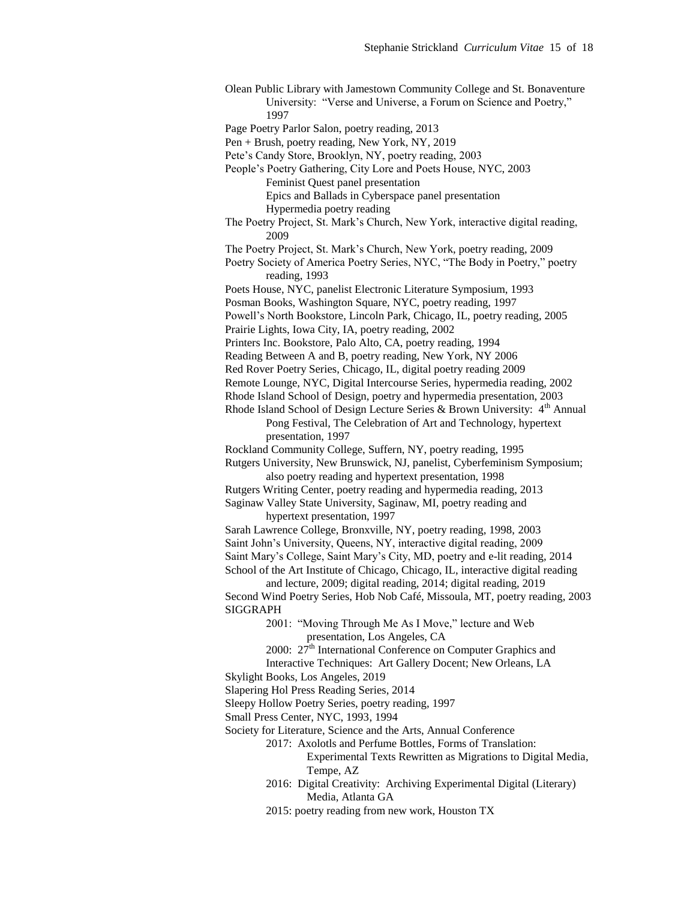Olean Public Library with Jamestown Community College and St. Bonaventure University: "Verse and Universe, a Forum on Science and Poetry," 1997

Page Poetry Parlor Salon, poetry reading, 2013

Pen + Brush, poetry reading, New York, NY, 2019

Pete's Candy Store, Brooklyn, NY, poetry reading, 2003

People's Poetry Gathering, City Lore and Poets House, NYC, 2003
- Feminist Quest panel presentation
- Epics and Ballads in Cyberspace panel presentation
- Hypermedia poetry reading

The Poetry Project, St. Mark's Church, New York, interactive digital reading, 2009

The Poetry Project, St. Mark's Church, New York, poetry reading, 2009

Poetry Society of America Poetry Series, NYC, "The Body in Poetry," poetry reading, 1993

Poets House, NYC, panelist Electronic Literature Symposium, 1993

Posman Books, Washington Square, NYC, poetry reading, 1997

Powell's North Bookstore, Lincoln Park, Chicago, IL, poetry reading, 2005

Prairie Lights, Iowa City, IA, poetry reading, 2002

Printers Inc. Bookstore, Palo Alto, CA, poetry reading, 1994

Reading Between A and B, poetry reading, New York, NY 2006

Red Rover Poetry Series, Chicago, IL, digital poetry reading 2009

Remote Lounge, NYC, Digital Intercourse Series, hypermedia reading, 2002

Rhode Island School of Design, poetry and hypermedia presentation, 2003

Rhode Island School of Design Lecture Series & Brown University: 4th Annual Pong Festival, The Celebration of Art and Technology, hypertext presentation, 1997

Rockland Community College, Suffern, NY, poetry reading, 1995

Rutgers University, New Brunswick, NJ, panelist, Cyberfeminism Symposium; also poetry reading and hypertext presentation, 1998

Rutgers Writing Center, poetry reading and hypermedia reading, 2013

Saginaw Valley State University, Saginaw, MI, poetry reading and hypertext presentation, 1997

Sarah Lawrence College, Bronxville, NY, poetry reading, 1998, 2003

Saint John's University, Queens, NY, interactive digital reading, 2009

Saint Mary's College, Saint Mary's City, MD, poetry and e-lit reading, 2014

School of the Art Institute of Chicago, Chicago, IL, interactive digital reading and lecture, 2009; digital reading, 2014; digital reading, 2019

Second Wind Poetry Series, Hob Nob Café, Missoula, MT, poetry reading, 2003

SIGGRAPH
- 2001: "Moving Through Me As I Move," lecture and Web presentation, Los Angeles, CA
- 2000: 27th International Conference on Computer Graphics and Interactive Techniques: Art Gallery Docent; New Orleans, LA

Skylight Books, Los Angeles, 2019

Slapering Hol Press Reading Series, 2014

Sleepy Hollow Poetry Series, poetry reading, 1997

Small Press Center, NYC, 1993, 1994

Society for Literature, Science and the Arts, Annual Conference
- 2017: Axolotls and Perfume Bottles, Forms of Translation: Experimental Texts Rewritten as Migrations to Digital Media, Tempe, AZ
- 2016: Digital Creativity: Archiving Experimental Digital (Literary) Media, Atlanta GA
- 2015: poetry reading from new work, Houston TX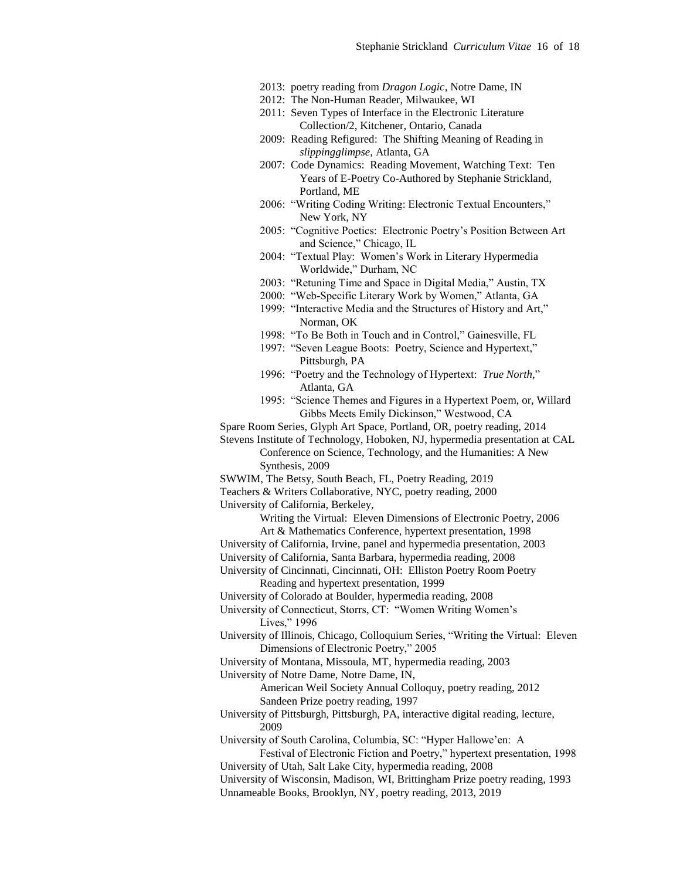- 2013: poetry reading from *Dragon Logic*, Notre Dame, IN
- 2012: The Non-Human Reader, Milwaukee, WI
- 2011: Seven Types of Interface in the Electronic Literature Collection/2, Kitchener, Ontario, Canada
- 2009: Reading Refigured: The Shifting Meaning of Reading in *slippingglimpse*, Atlanta, GA
- 2007: Code Dynamics: Reading Movement, Watching Text: Ten Years of E-Poetry Co-Authored by Stephanie Strickland, Portland, ME
- 2006: "Writing Coding Writing: Electronic Textual Encounters," New York, NY
- 2005: "Cognitive Poetics: Electronic Poetry's Position Between Art and Science," Chicago, IL
- 2004: "Textual Play: Women's Work in Literary Hypermedia Worldwide," Durham, NC
- 2003: "Retuning Time and Space in Digital Media," Austin, TX
- 2000: "Web-Specific Literary Work by Women," Atlanta, GA
- 1999: "Interactive Media and the Structures of History and Art," Norman, OK
- 1998: "To Be Both in Touch and in Control," Gainesville, FL
- 1997: "Seven League Boots: Poetry, Science and Hypertext," Pittsburgh, PA
- 1996: "Poetry and the Technology of Hypertext: *True North*," Atlanta, GA
- 1995: "Science Themes and Figures in a Hypertext Poem, or, Willard Gibbs Meets Emily Dickinson," Westwood, CA

Spare Room Series, Glyph Art Space, Portland, OR, poetry reading, 2014

Stevens Institute of Technology, Hoboken, NJ, hypermedia presentation at CAL Conference on Science, Technology, and the Humanities: A New Synthesis, 2009

SWWIM, The Betsy, South Beach, FL, Poetry Reading, 2019

Teachers & Writers Collaborative, NYC, poetry reading, 2000

University of California, Berkeley,
- Writing the Virtual: Eleven Dimensions of Electronic Poetry, 2006
- Art & Mathematics Conference, hypertext presentation, 1998

University of California, Irvine, panel and hypermedia presentation, 2003

University of California, Santa Barbara, hypermedia reading, 2008

University of Cincinnati, Cincinnati, OH: Elliston Poetry Room Poetry Reading and hypertext presentation, 1999

University of Colorado at Boulder, hypermedia reading, 2008

University of Connecticut, Storrs, CT: "Women Writing Women's Lives," 1996

University of Illinois, Chicago, Colloquium Series, "Writing the Virtual: Eleven Dimensions of Electronic Poetry," 2005

University of Montana, Missoula, MT, hypermedia reading, 2003

University of Notre Dame, Notre Dame, IN,
- American Weil Society Annual Colloquy, poetry reading, 2012
- Sandeen Prize poetry reading, 1997

University of Pittsburgh, Pittsburgh, PA, interactive digital reading, lecture, 2009

University of South Carolina, Columbia, SC: "Hyper Hallowe'en: A Festival of Electronic Fiction and Poetry," hypertext presentation, 1998

University of Utah, Salt Lake City, hypermedia reading, 2008

University of Wisconsin, Madison, WI, Brittingham Prize poetry reading, 1993

Unnameable Books, Brooklyn, NY, poetry reading, 2013, 2019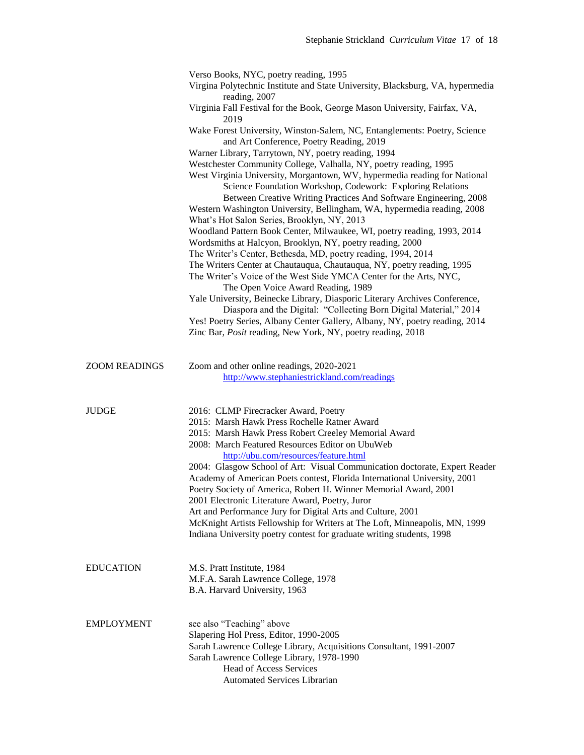Verso Books, NYC, poetry reading, 1995

Virgina Polytechnic Institute and State University, Blacksburg, VA, hypermedia reading, 2007

Virginia Fall Festival for the Book, George Mason University, Fairfax, VA, 2019

Wake Forest University, Winston-Salem, NC, Entanglements: Poetry, Science and Art Conference, Poetry Reading, 2019

Warner Library, Tarrytown, NY, poetry reading, 1994

Westchester Community College, Valhalla, NY, poetry reading, 1995

West Virginia University, Morgantown, WV, hypermedia reading for National Science Foundation Workshop, Codework: Exploring Relations Between Creative Writing Practices And Software Engineering, 2008

Western Washington University, Bellingham, WA, hypermedia reading, 2008

What's Hot Salon Series, Brooklyn, NY, 2013

Woodland Pattern Book Center, Milwaukee, WI, poetry reading, 1993, 2014

Wordsmiths at Halcyon, Brooklyn, NY, poetry reading, 2000

The Writer's Center, Bethesda, MD, poetry reading, 1994, 2014

The Writers Center at Chautauqua, Chautauqua, NY, poetry reading, 1995

The Writer's Voice of the West Side YMCA Center for the Arts, NYC, The Open Voice Award Reading, 1989

Yale University, Beinecke Library, Diasporic Literary Archives Conference, Diaspora and the Digital: "Collecting Born Digital Material," 2014

Yes! Poetry Series, Albany Center Gallery, Albany, NY, poetry reading, 2014

Zinc Bar, *Posit* reading, New York, NY, poetry reading, 2018

## ZOOM READINGS

Zoom and other online readings, 2020-2021
http://www.stephaniestrickland.com/readings

## JUDGE

2016: CLMP Firecracker Award, Poetry

2015: Marsh Hawk Press Rochelle Ratner Award

2015: Marsh Hawk Press Robert Creeley Memorial Award

2008: March Featured Resources Editor on UbuWeb
http://ubu.com/resources/feature.html

2004: Glasgow School of Art: Visual Communication doctorate, Expert Reader

Academy of American Poets contest, Florida International University, 2001

Poetry Society of America, Robert H. Winner Memorial Award, 2001

2001 Electronic Literature Award, Poetry, Juror

Art and Performance Jury for Digital Arts and Culture, 2001

McKnight Artists Fellowship for Writers at The Loft, Minneapolis, MN, 1999

Indiana University poetry contest for graduate writing students, 1998

## EDUCATION

M.S. Pratt Institute, 1984

M.F.A. Sarah Lawrence College, 1978

B.A. Harvard University, 1963

## EMPLOYMENT

see also "Teaching" above

Slapering Hol Press, Editor, 1990-2005

Sarah Lawrence College Library, Acquisitions Consultant, 1991-2007

Sarah Lawrence College Library, 1978-1990
- Head of Access Services
- Automated Services Librarian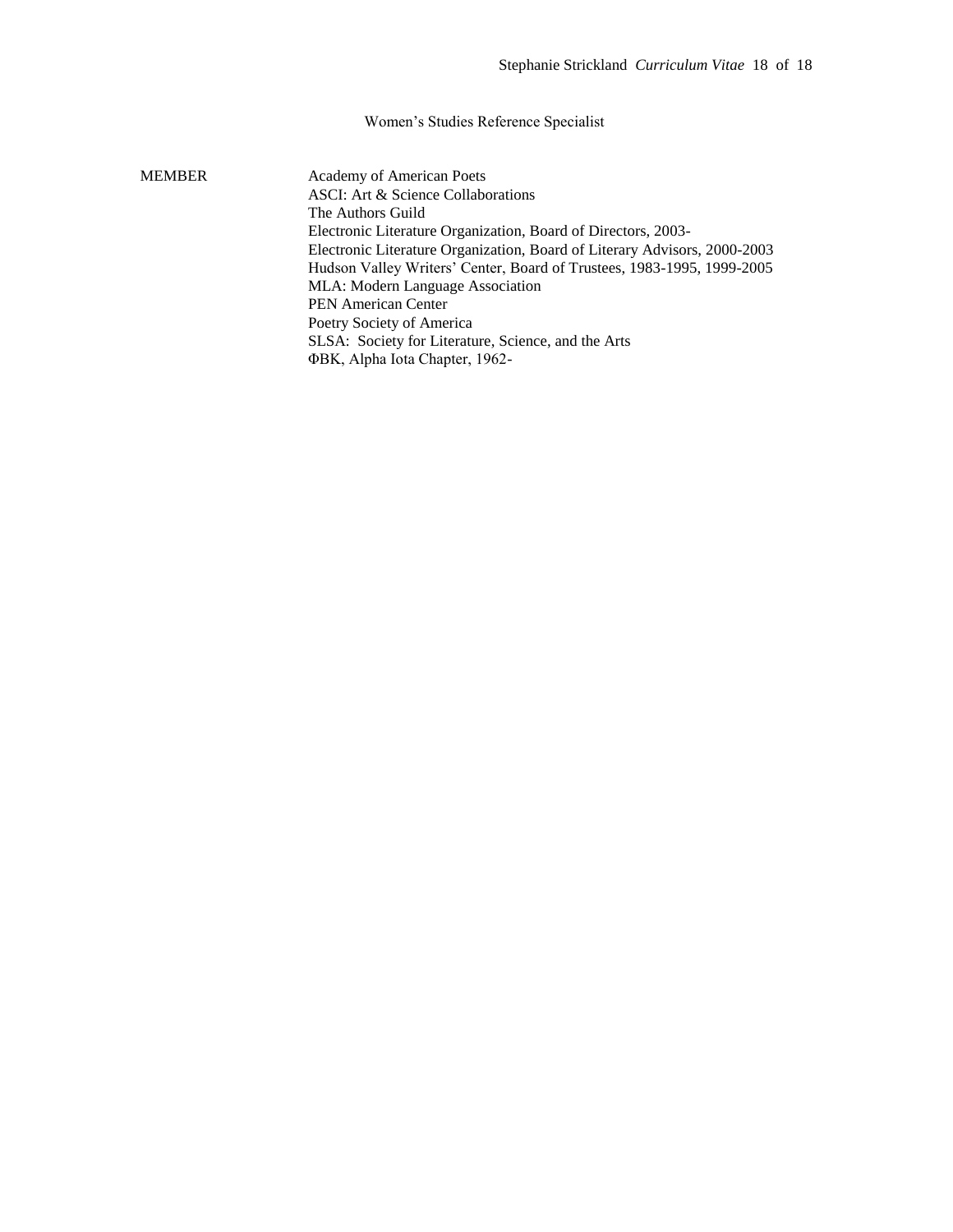Women's Studies Reference Specialist

MEMBER

Academy of American Poets
ASCI: Art & Science Collaborations
The Authors Guild
Electronic Literature Organization, Board of Directors, 2003-
Electronic Literature Organization, Board of Literary Advisors, 2000-2003
Hudson Valley Writers' Center, Board of Trustees, 1983-1995, 1999-2005
MLA: Modern Language Association
PEN American Center
Poetry Society of America
SLSA: Society for Literature, Science, and the Arts
ΦBK, Alpha Iota Chapter, 1962-